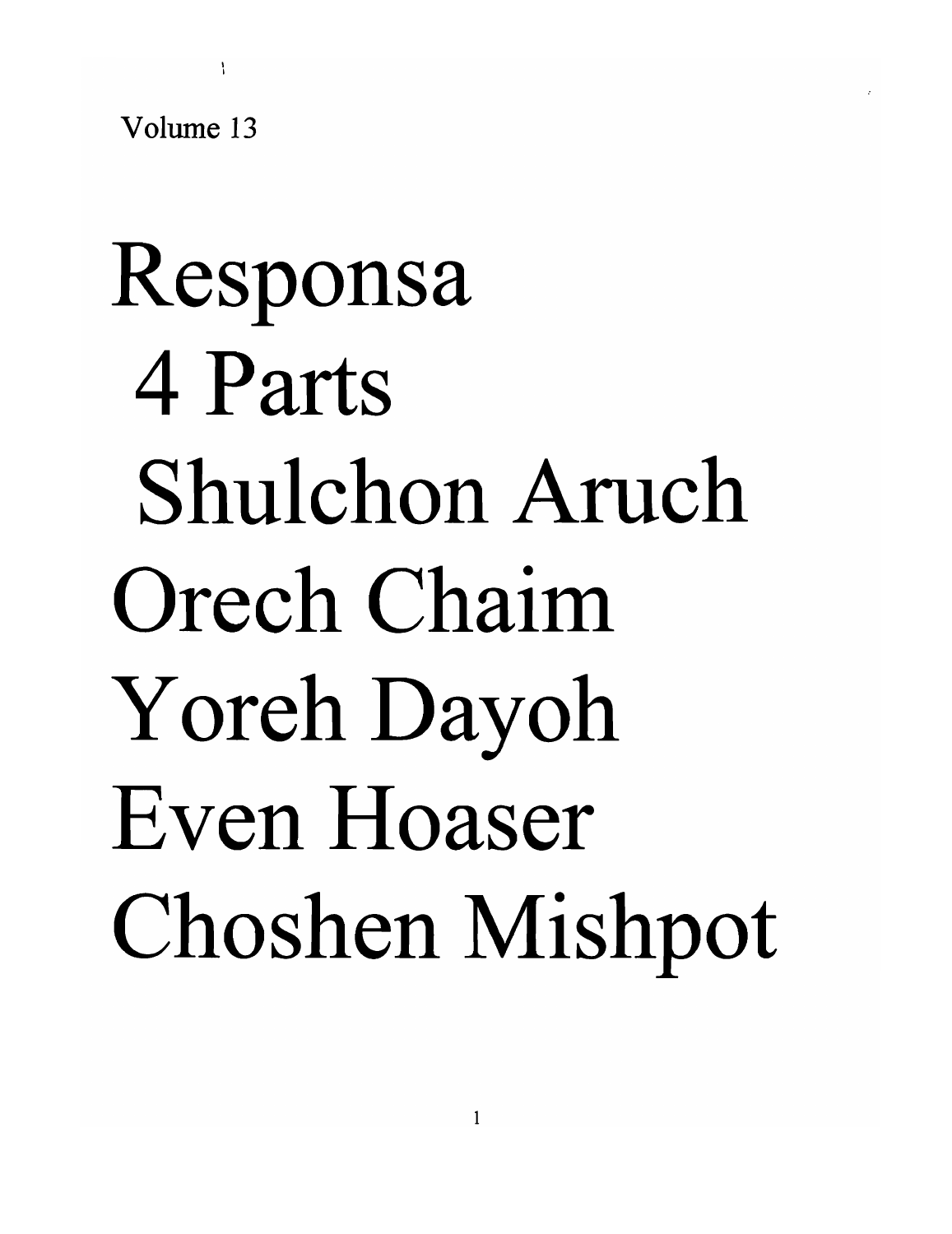Volume 13

# Responsa

# 4 Parts

# Shulchon Aruch

# Orech Chaim

# Yoreh Dayoh

# Even Hoaser

# Choshen Mishpot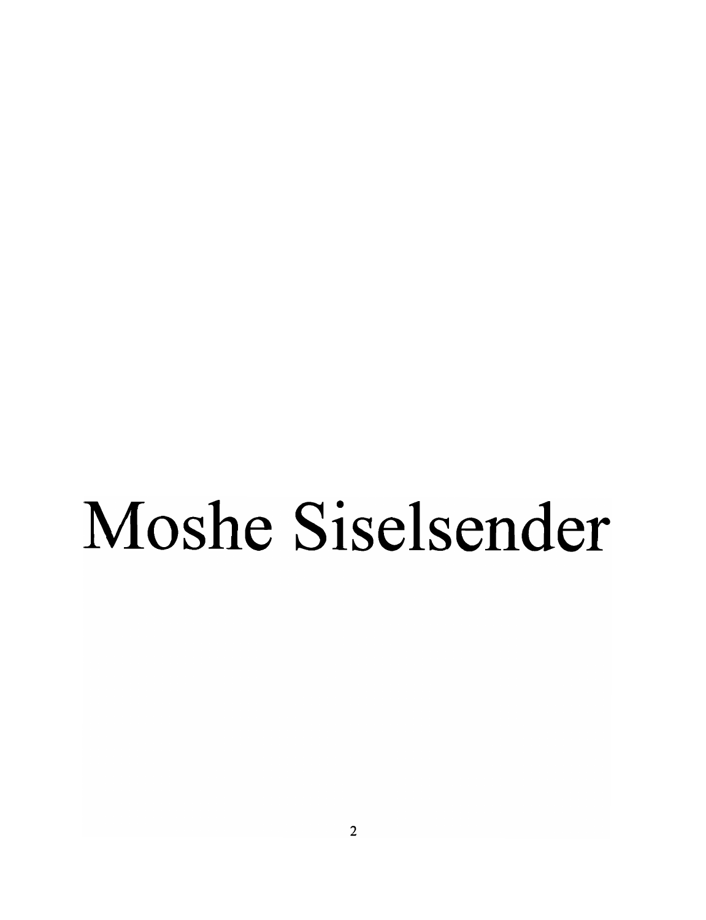# Moshe Siselsender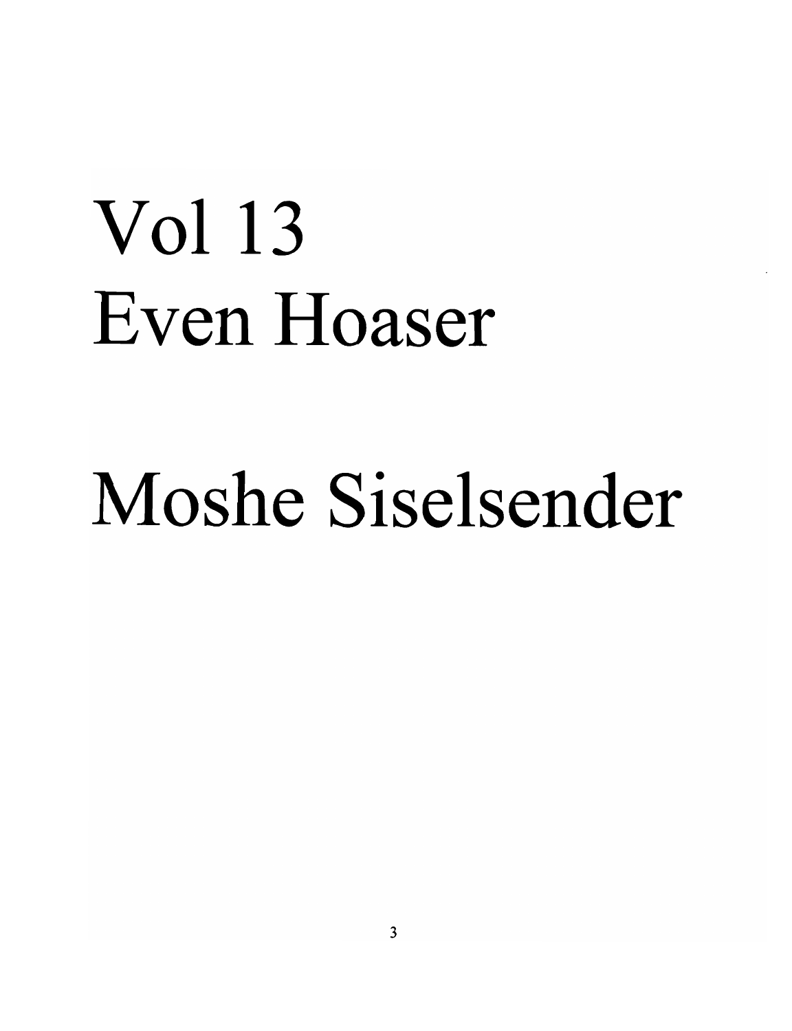# Vol 13
# Even Hoaser

# Moshe Siselsender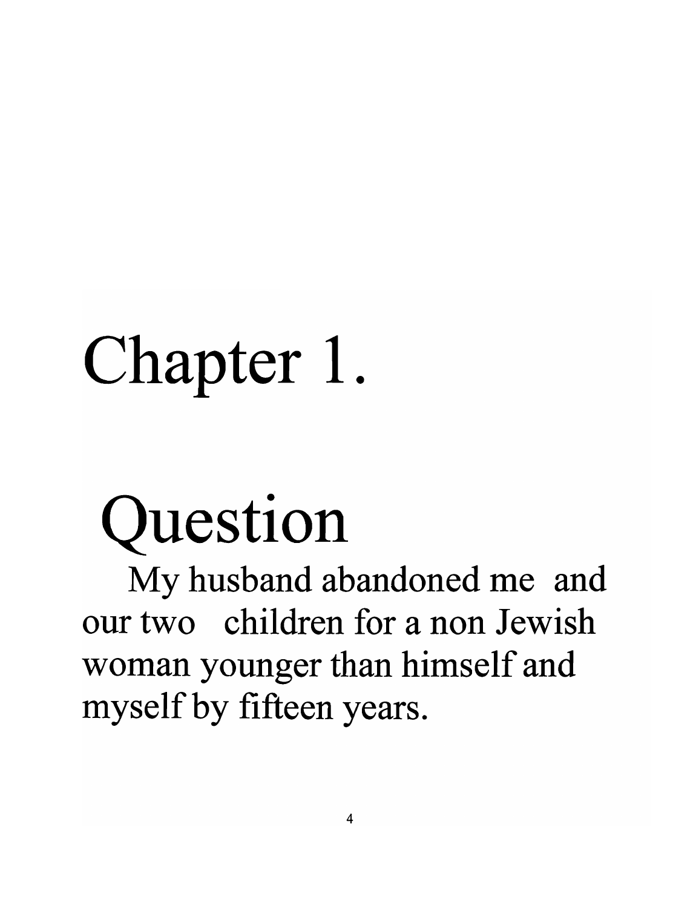# Chapter 1.

## Question

My husband abandoned me and our two children for a non Jewish woman younger than himself and myself by fifteen years.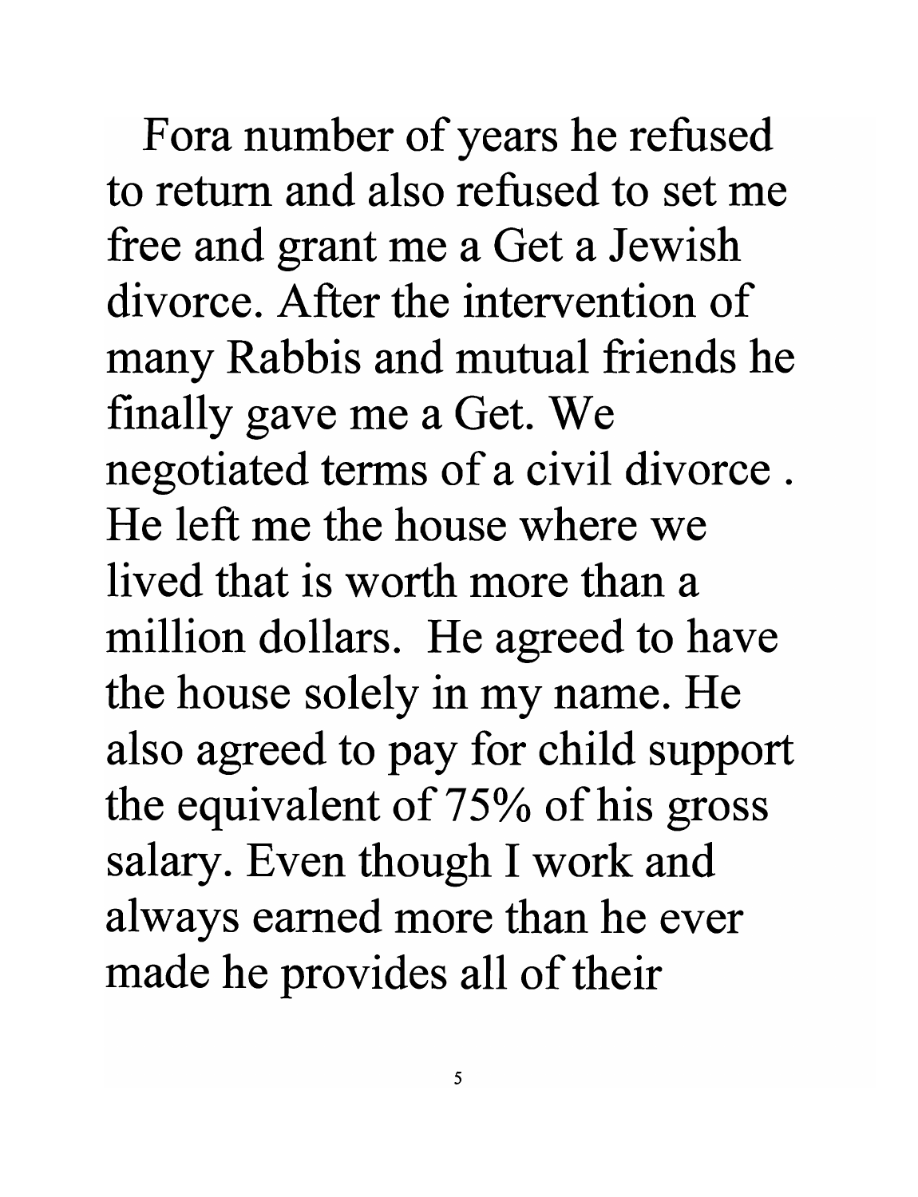Fora number of years he refused to return and also refused to set me free and grant me a Get a Jewish divorce. After the intervention of many Rabbis and mutual friends he finally gave me a Get. We negotiated terms of a civil divorce . He left me the house where we lived that is worth more than a million dollars. He agreed to have the house solely in my name. He also agreed to pay for child support the equivalent of 75% of his gross salary. Even though I work and always earned more than he ever made he provides all of their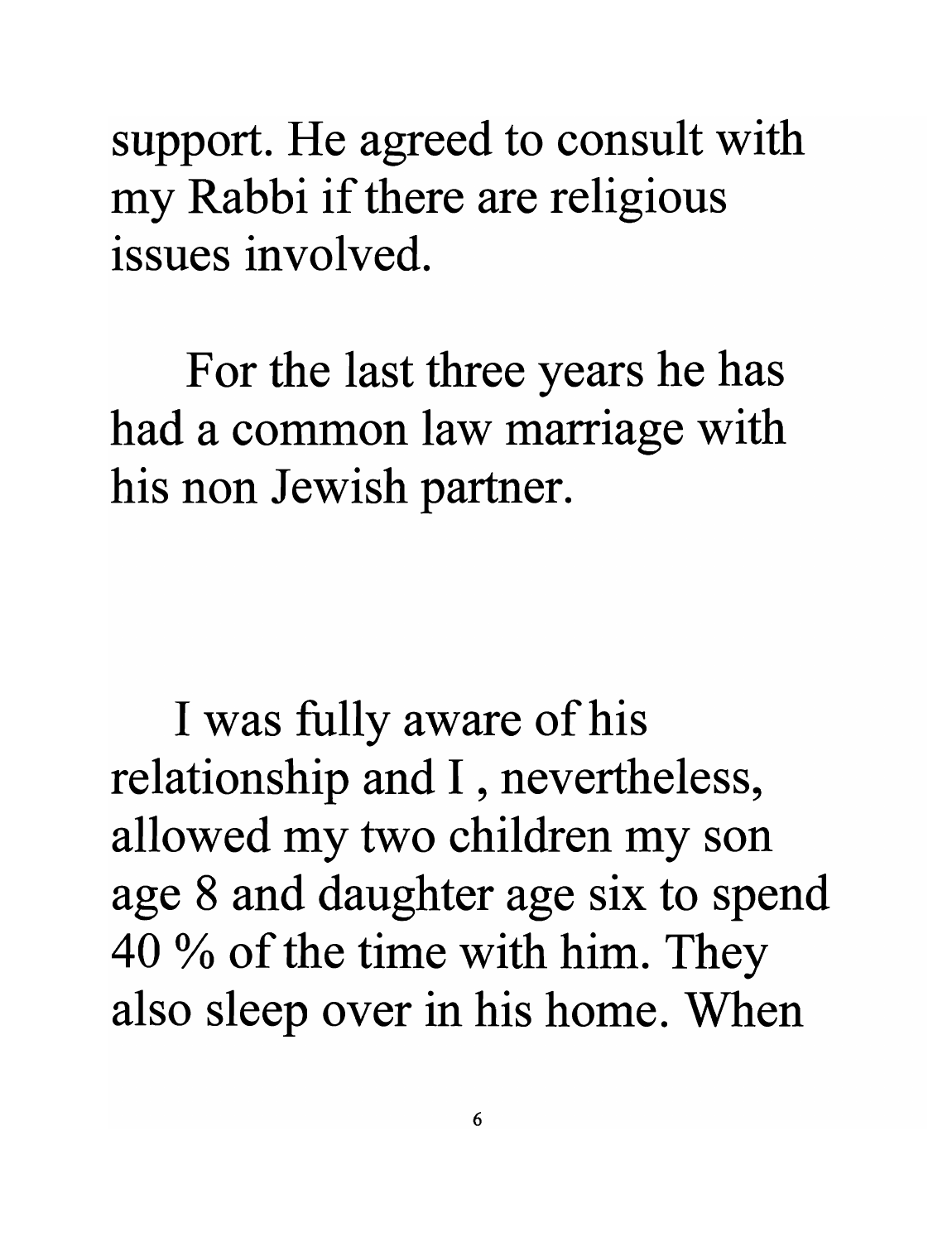support. He agreed to consult with my Rabbi if there are religious issues involved.

For the last three years he has had a common law marriage with his non Jewish partner.

I was fully aware of his relationship and I , nevertheless, allowed my two children my son age 8 and daughter age six to spend 40 % of the time with him. They also sleep over in his home. When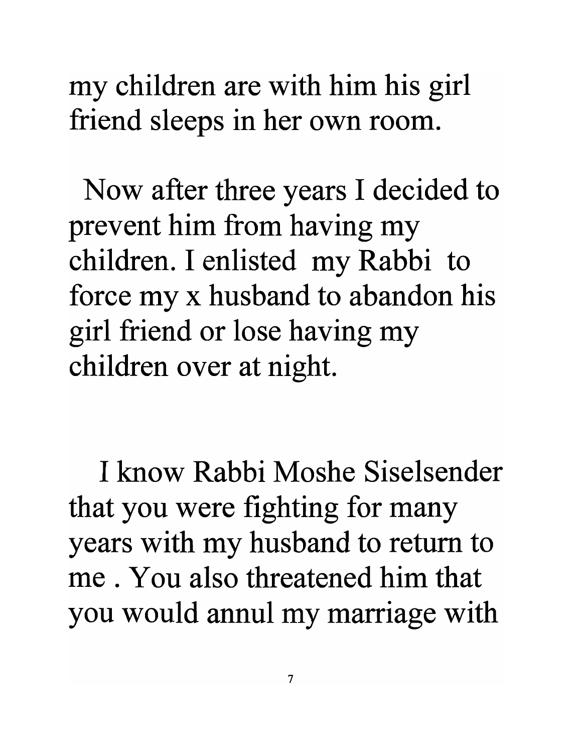my children are with him his girl friend sleeps in her own room.

Now after three years I decided to prevent him from having my children. I enlisted my Rabbi to force my x husband to abandon his girl friend or lose having my children over at night.

I know Rabbi Moshe Siselsender that you were fighting for many years with my husband to return to me . You also threatened him that you would annul my marriage with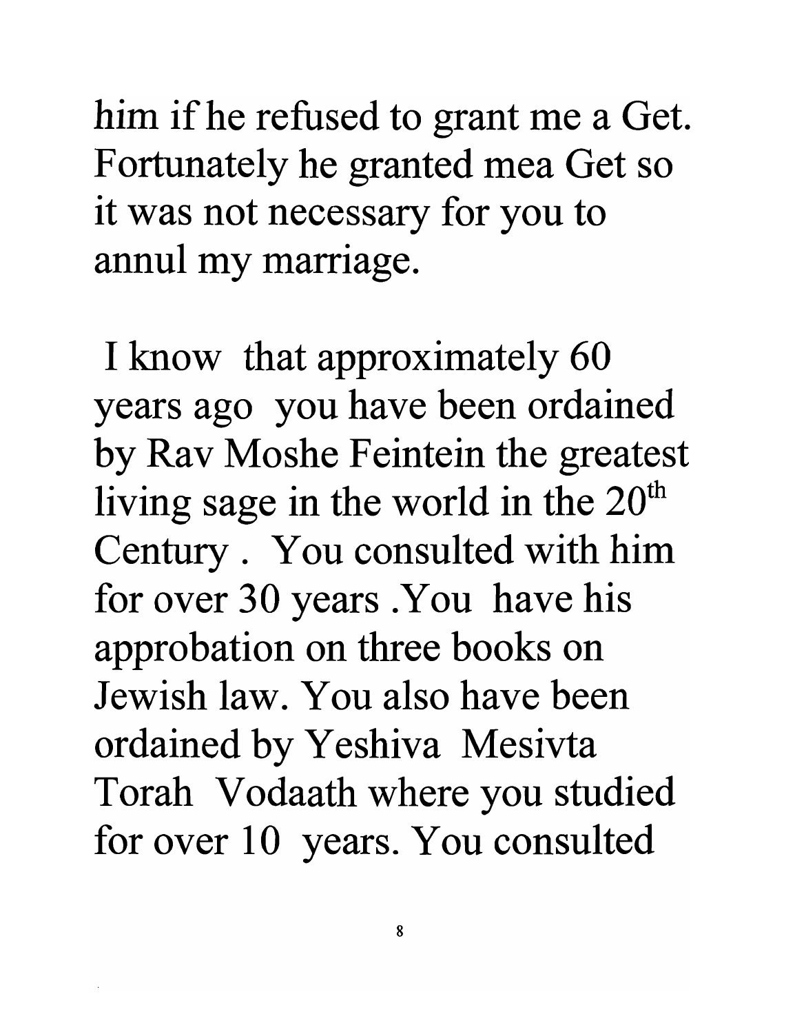him if he refused to grant me a Get. Fortunately he granted mea Get so it was not necessary for you to annul my marriage.

I know that approximately 60 years ago you have been ordained by Rav Moshe Feintein the greatest living sage in the world in the 20th Century . You consulted with him for over 30 years .You have his approbation on three books on Jewish law. You also have been ordained by Yeshiva Mesivta Torah Vodaath where you studied for over 10 years. You consulted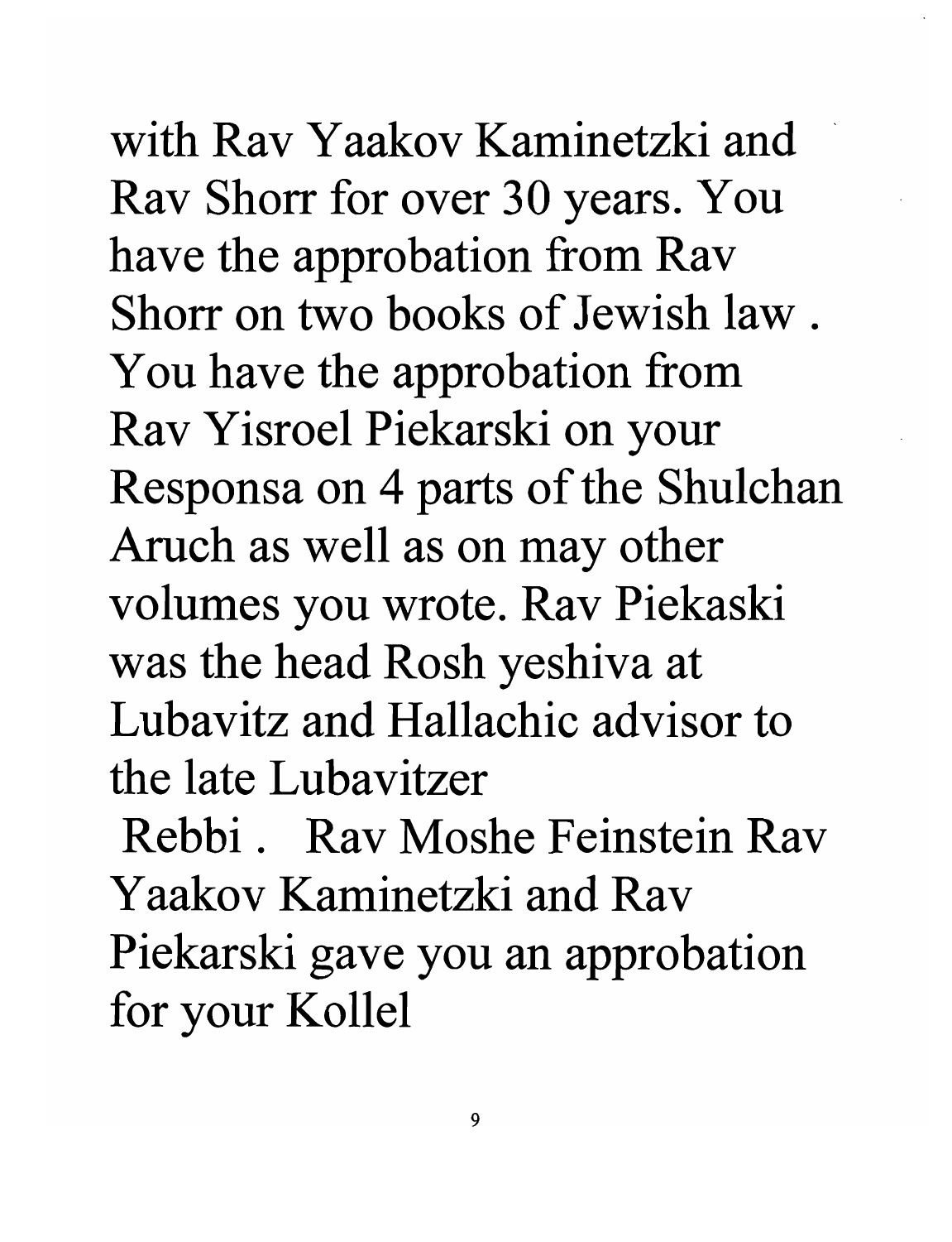with Rav Yaakov Kaminetzki and Rav Shorr for over 30 years. You have the approbation from Rav Shorr on two books of Jewish law . You have the approbation from Rav Yisroel Piekarski on your Responsa on 4 parts of the Shulchan Aruch as well as on may other volumes you wrote. Rav Piekaski was the head Rosh yeshiva at Lubavitz and Hallachic advisor to the late Lubavitzer Rebbi . Rav Moshe Feinstein Rav Yaakov Kaminetzki and Rav Piekarski gave you an approbation for your Kollel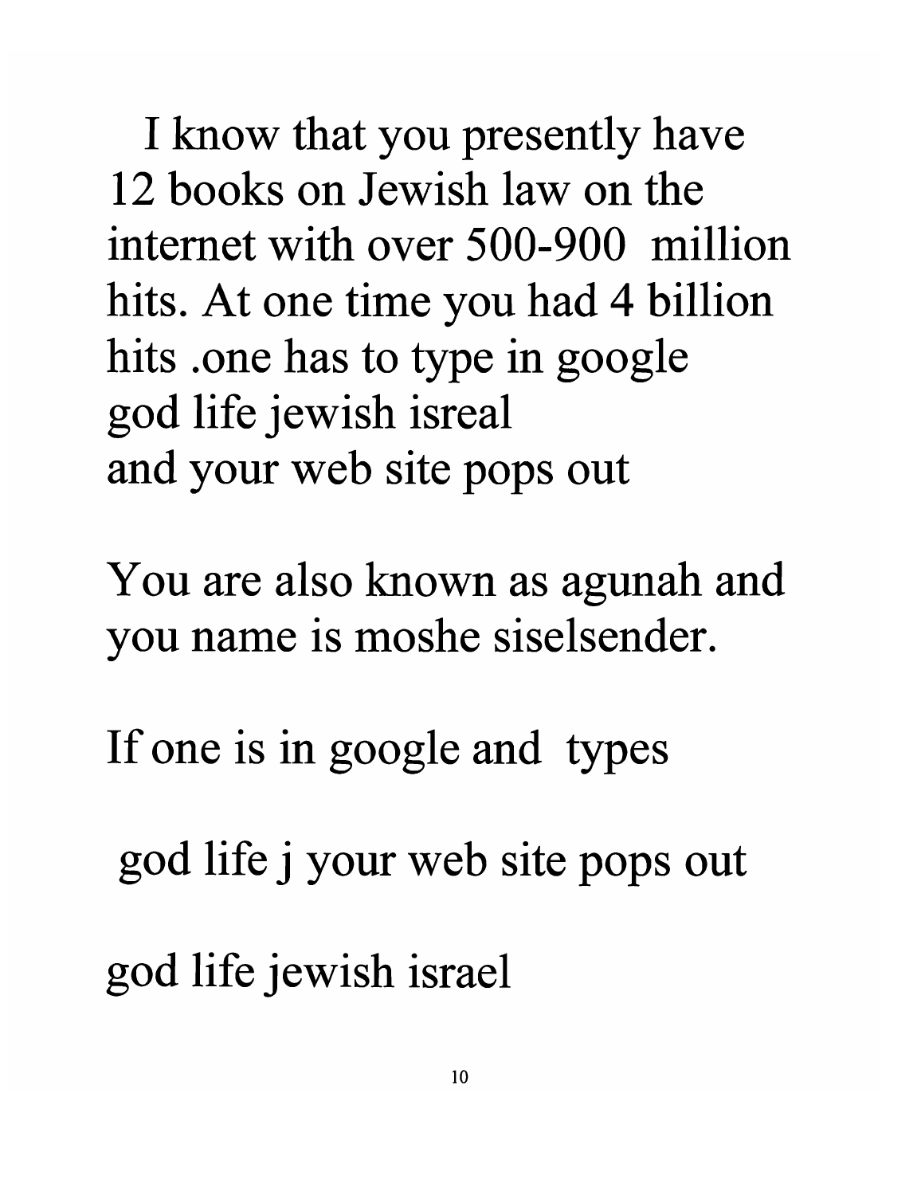I know that you presently have 12 books on Jewish law on the internet with over 500-900 million hits. At one time you had 4 billion hits .one has to type in google god life jewish isreal and your web site pops out

You are also known as agunah and you name is moshe siselsender.

If one is in google and types

god life j your web site pops out

god life jewish israel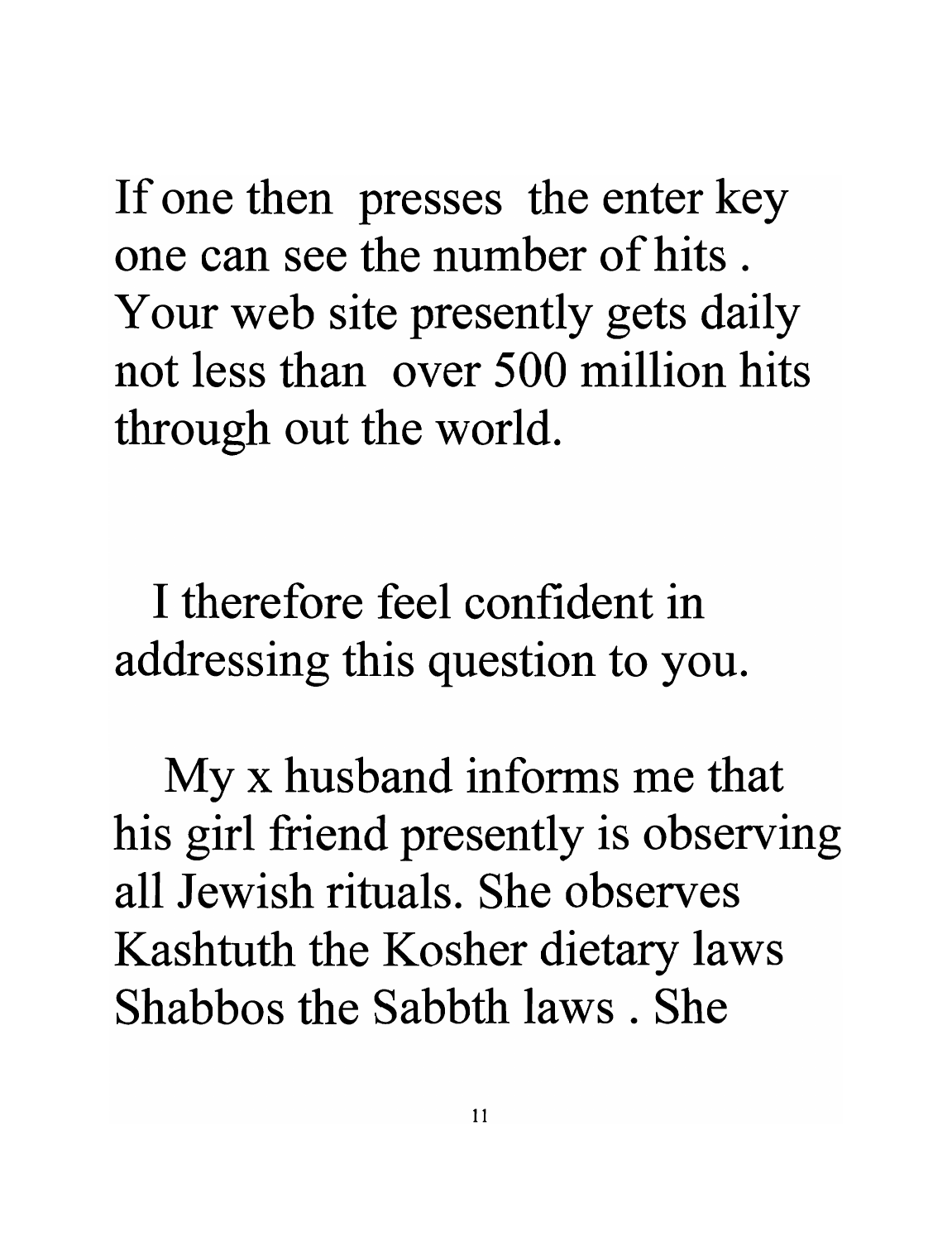If one then presses the enter key one can see the number of hits . Your web site presently gets daily not less than over 500 million hits through out the world.

I therefore feel confident in addressing this question to you.

My x husband informs me that his girl friend presently is observing all Jewish rituals. She observes Kashtuth the Kosher dietary laws Shabbos the Sabbth laws . She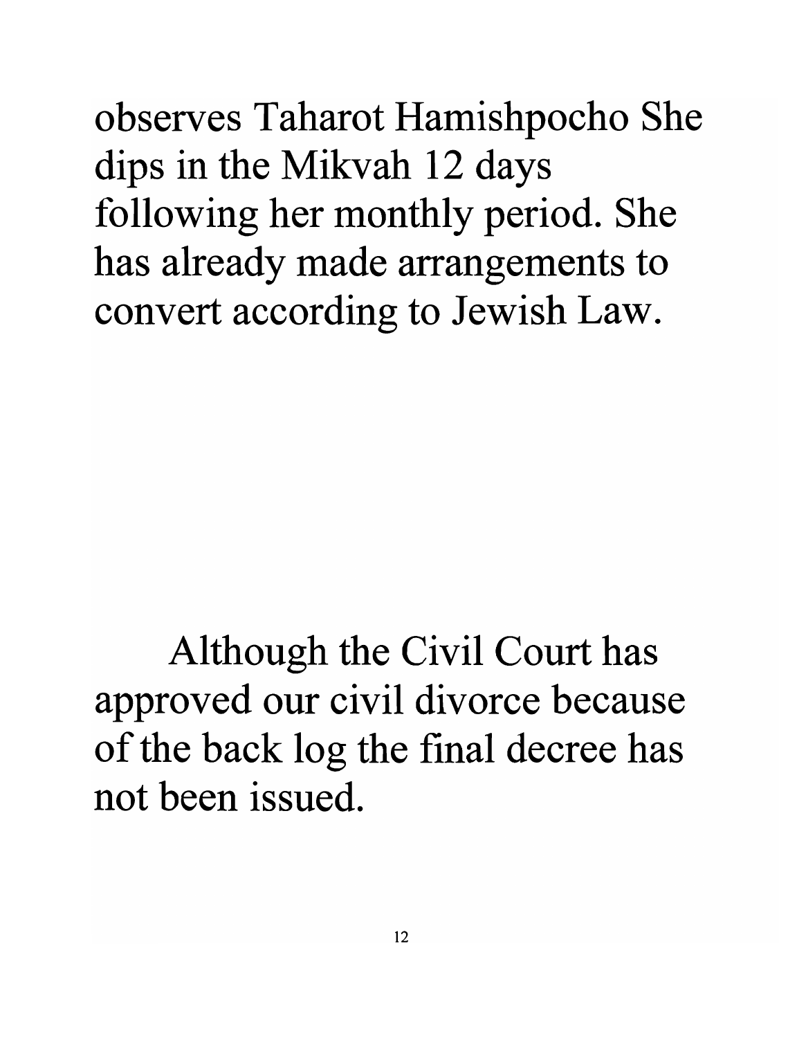observes Taharot Hamishpocho She dips in the Mikvah 12 days following her monthly period. She has already made arrangements to convert according to Jewish Law.

Although the Civil Court has approved our civil divorce because of the back log the final decree has not been issued.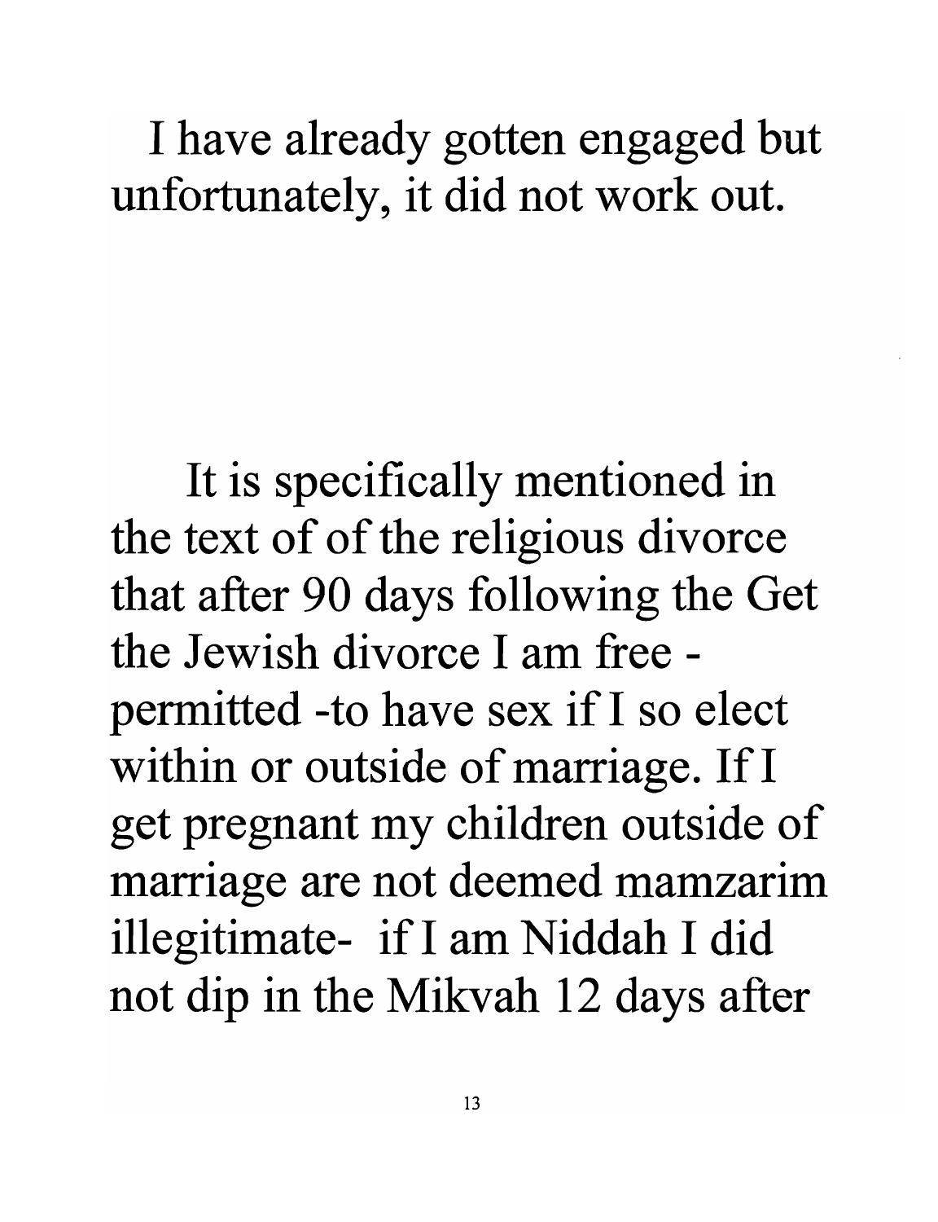I have already gotten engaged but unfortunately, it did not work out.

It is specifically mentioned in the text of of the religious divorce that after 90 days following the Get the Jewish divorce I am free - permitted -to have sex if I so elect within or outside of marriage. If I get pregnant my children outside of marriage are not deemed mamzarim illegitimate- if I am Niddah I did not dip in the Mikvah 12 days after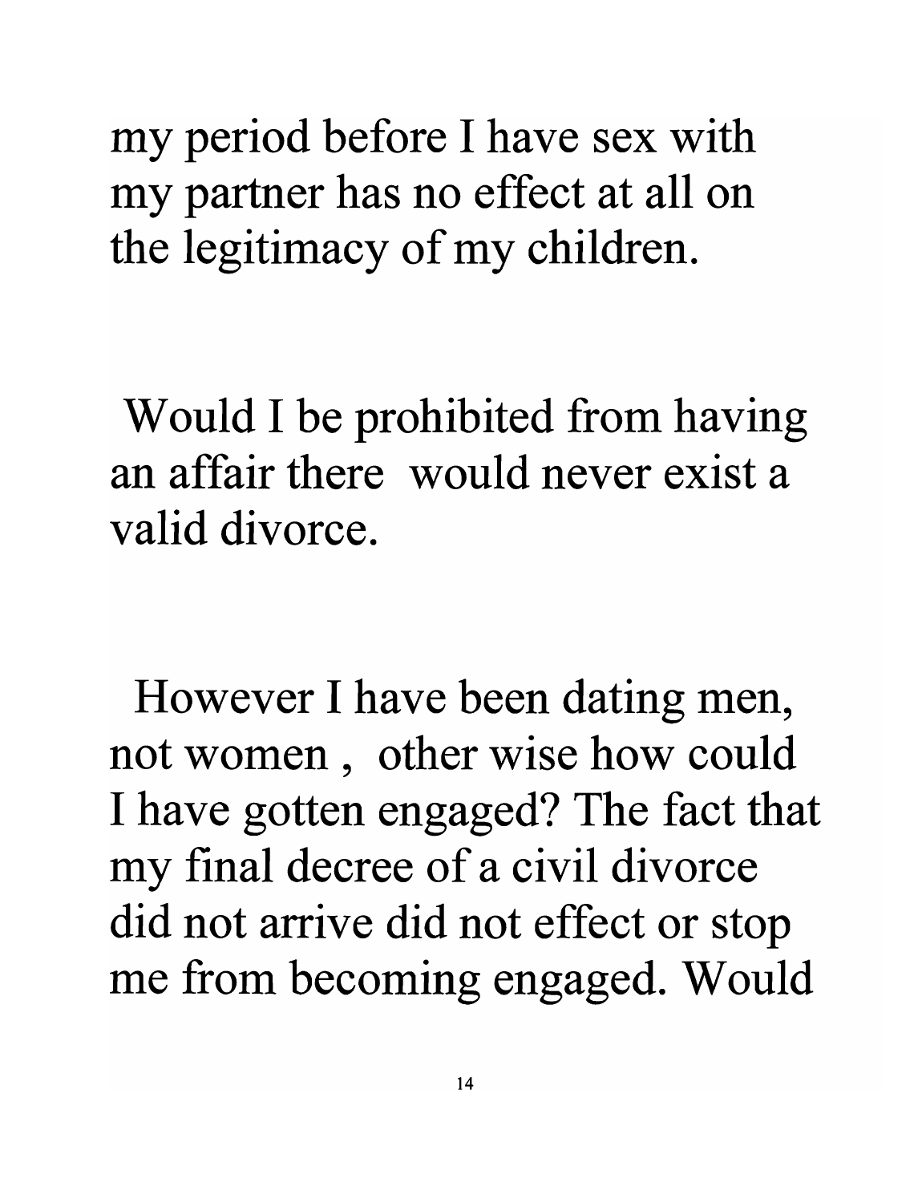my period before I have sex with my partner has no effect at all on the legitimacy of my children.

Would I be prohibited from having an affair there would never exist a valid divorce.

However I have been dating men, not women , other wise how could I have gotten engaged? The fact that my final decree of a civil divorce did not arrive did not effect or stop me from becoming engaged. Would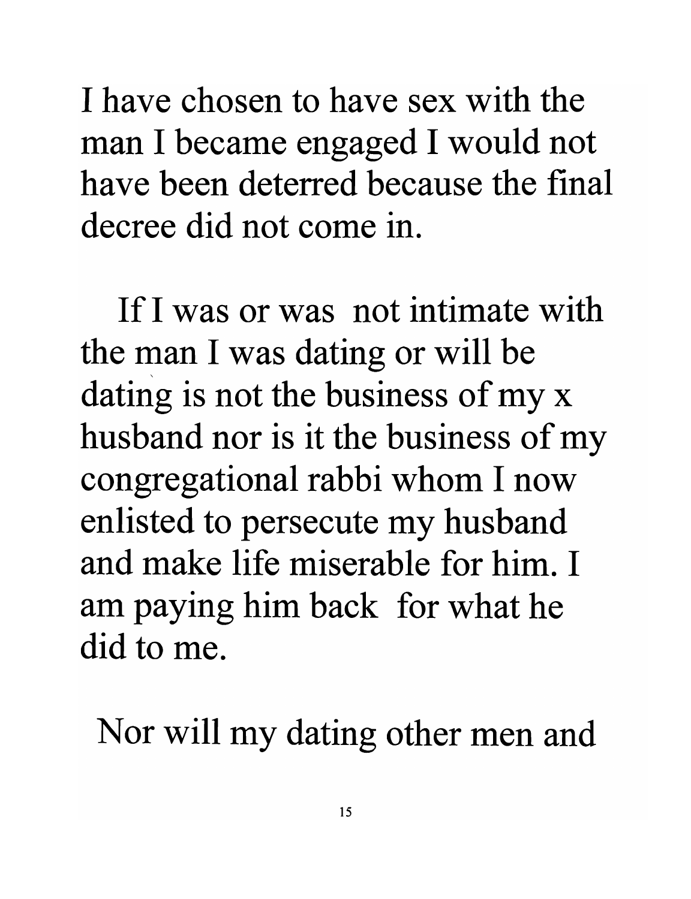I have chosen to have sex with the man I became engaged I would not have been deterred because the final decree did not come in.

If I was or was not intimate with the man I was dating or will be dating is not the business of my x husband nor is it the business of my congregational rabbi whom I now enlisted to persecute my husband and make life miserable for him. I am paying him back for what he did to me.

Nor will my dating other men and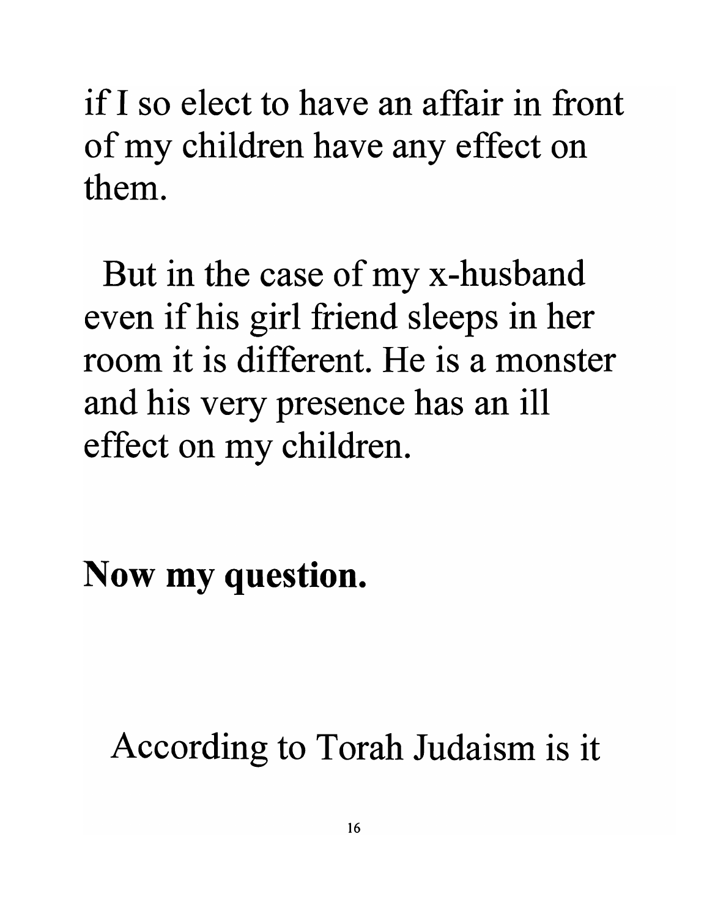if I so elect to have an affair in front of my children have any effect on them.

But in the case of my x-husband even if his girl friend sleeps in her room it is different. He is a monster and his very presence has an ill effect on my children.

**Now my question.**

According to Torah Judaism is it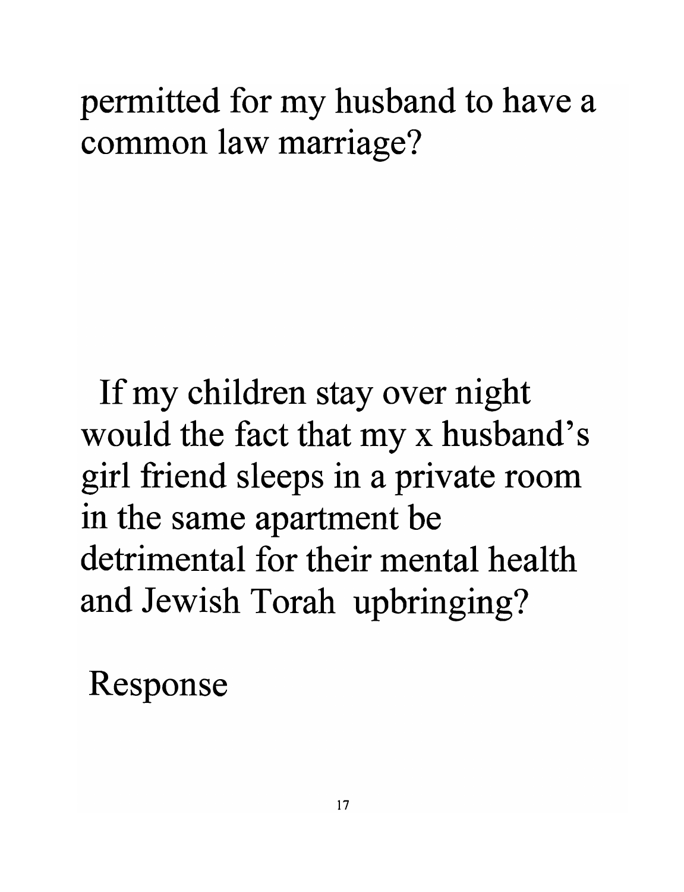permitted for my husband to have a common law marriage?

If my children stay over night would the fact that my x husband's girl friend sleeps in a private room in the same apartment be detrimental for their mental health and Jewish Torah upbringing?

Response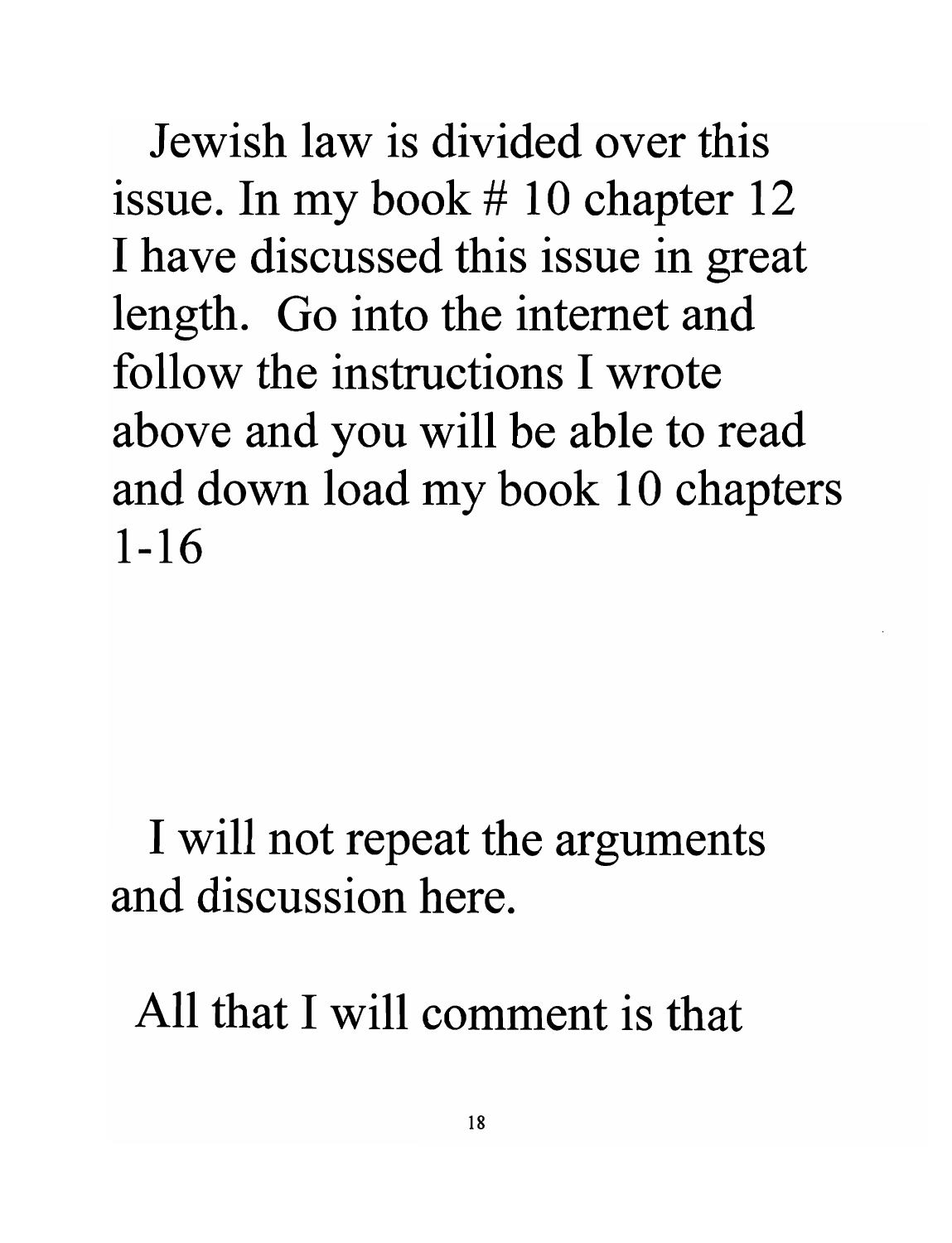Jewish law is divided over this issue. In my book # 10 chapter 12 I have discussed this issue in great length. Go into the internet and follow the instructions I wrote above and you will be able to read and down load my book 10 chapters 1-16

I will not repeat the arguments and discussion here.

All that I will comment is that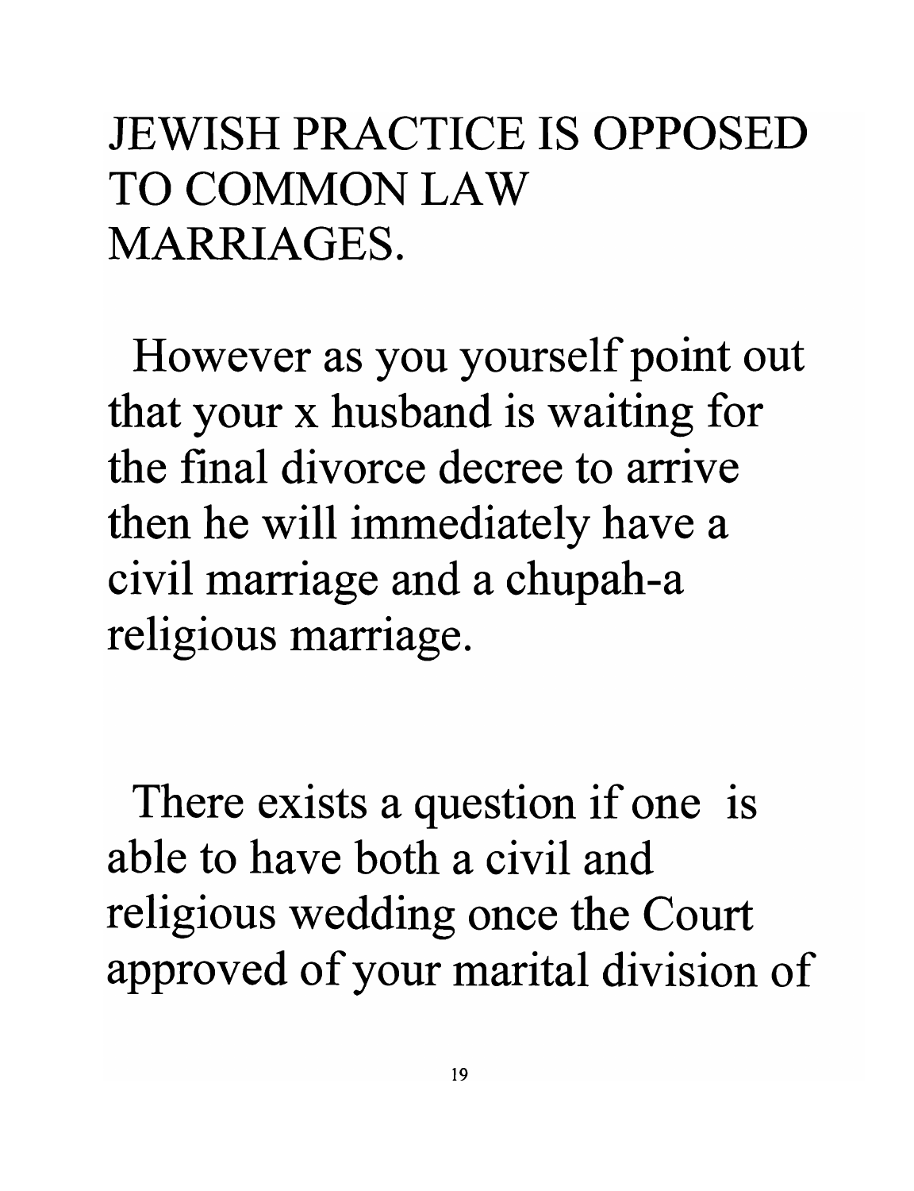JEWISH PRACTICE IS OPPOSED TO COMMON LAW MARRIAGES.

However as you yourself point out that your x husband is waiting for the final divorce decree to arrive then he will immediately have a civil marriage and a chupah-a religious marriage.

There exists a question if one is able to have both a civil and religious wedding once the Court approved of your marital division of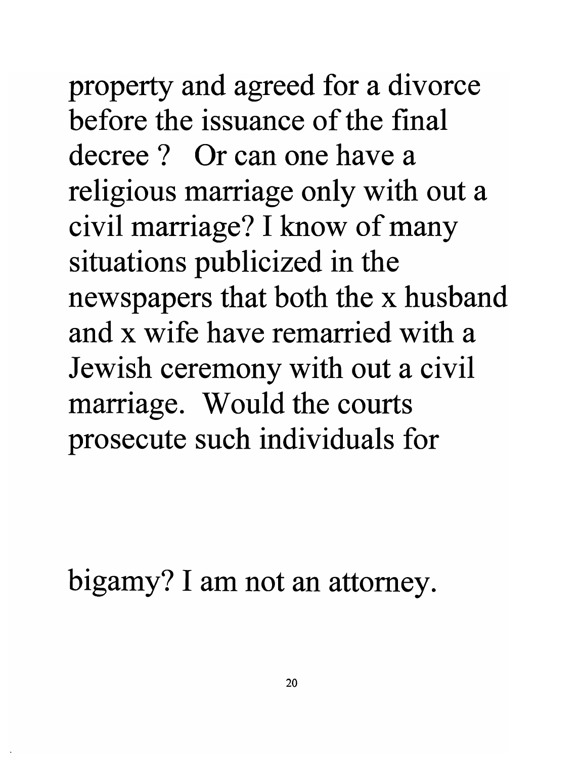property and agreed for a divorce before the issuance of the final decree ? Or can one have a religious marriage only with out a civil marriage? I know of many situations publicized in the newspapers that both the x husband and x wife have remarried with a Jewish ceremony with out a civil marriage. Would the courts prosecute such individuals for

bigamy? I am not an attorney.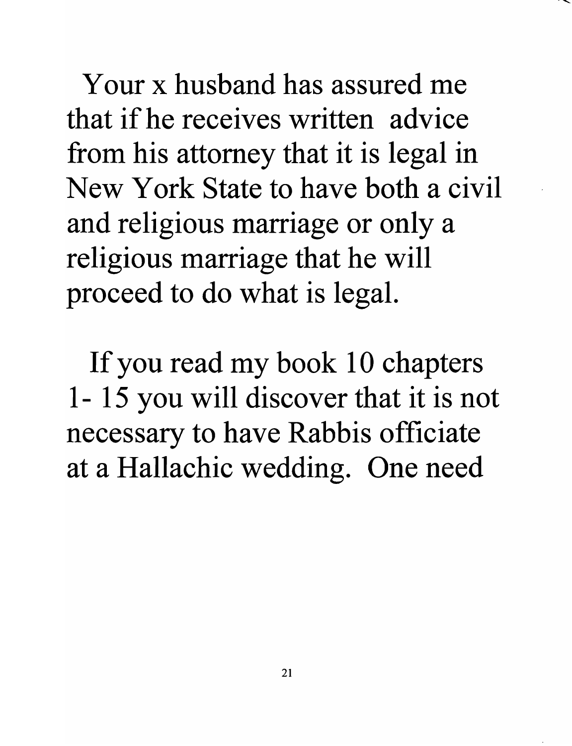Your x husband has assured me that if he receives written advice from his attorney that it is legal in New York State to have both a civil and religious marriage or only a religious marriage that he will proceed to do what is legal.

If you read my book 10 chapters 1- 15 you will discover that it is not necessary to have Rabbis officiate at a Hallachic wedding. One need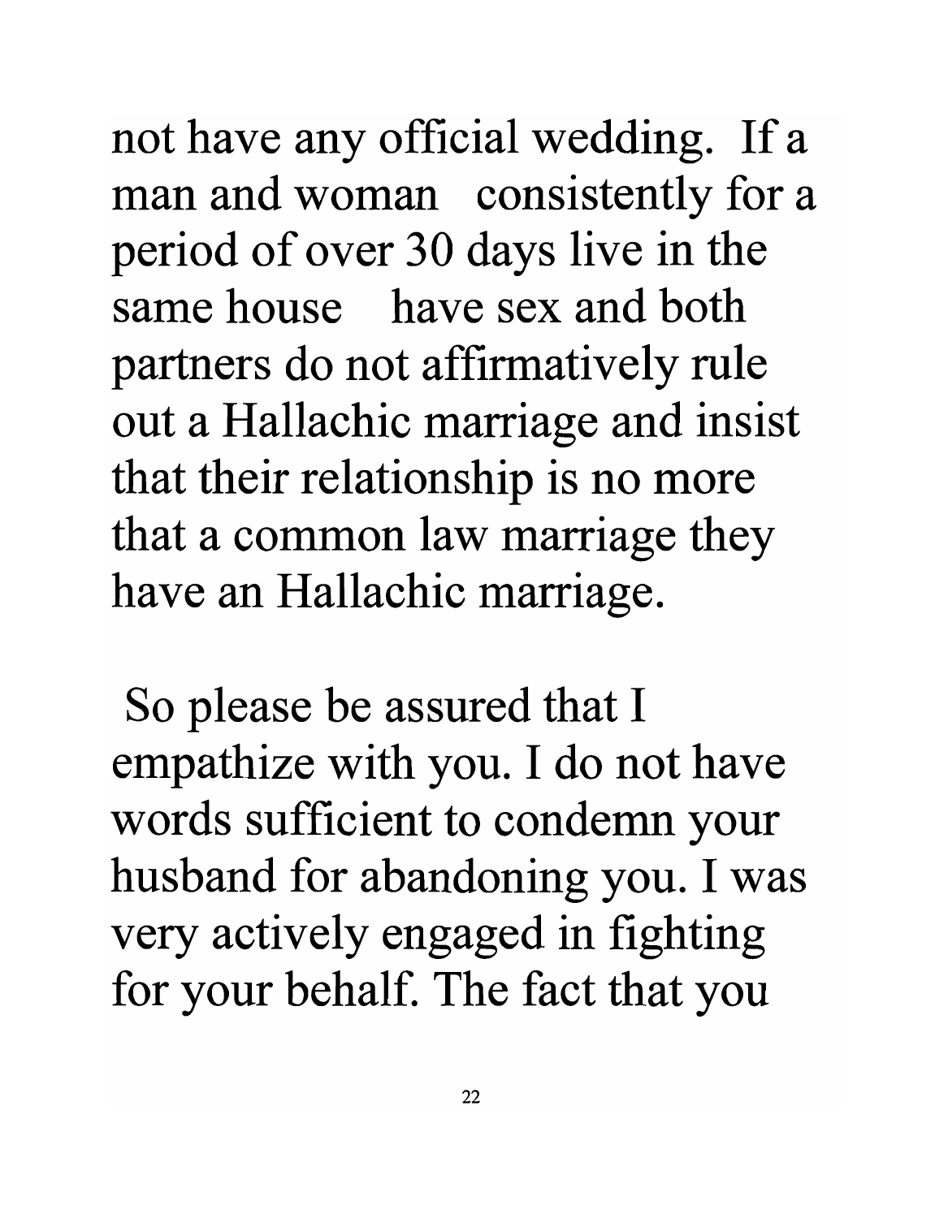not have any official wedding. If a man and woman consistently for a period of over 30 days live in the same house have sex and both partners do not affirmatively rule out a Hallachic marriage and insist that their relationship is no more that a common law marriage they have an Hallachic marriage.

So please be assured that I empathize with you. I do not have words sufficient to condemn your husband for abandoning you. I was very actively engaged in fighting for your behalf. The fact that you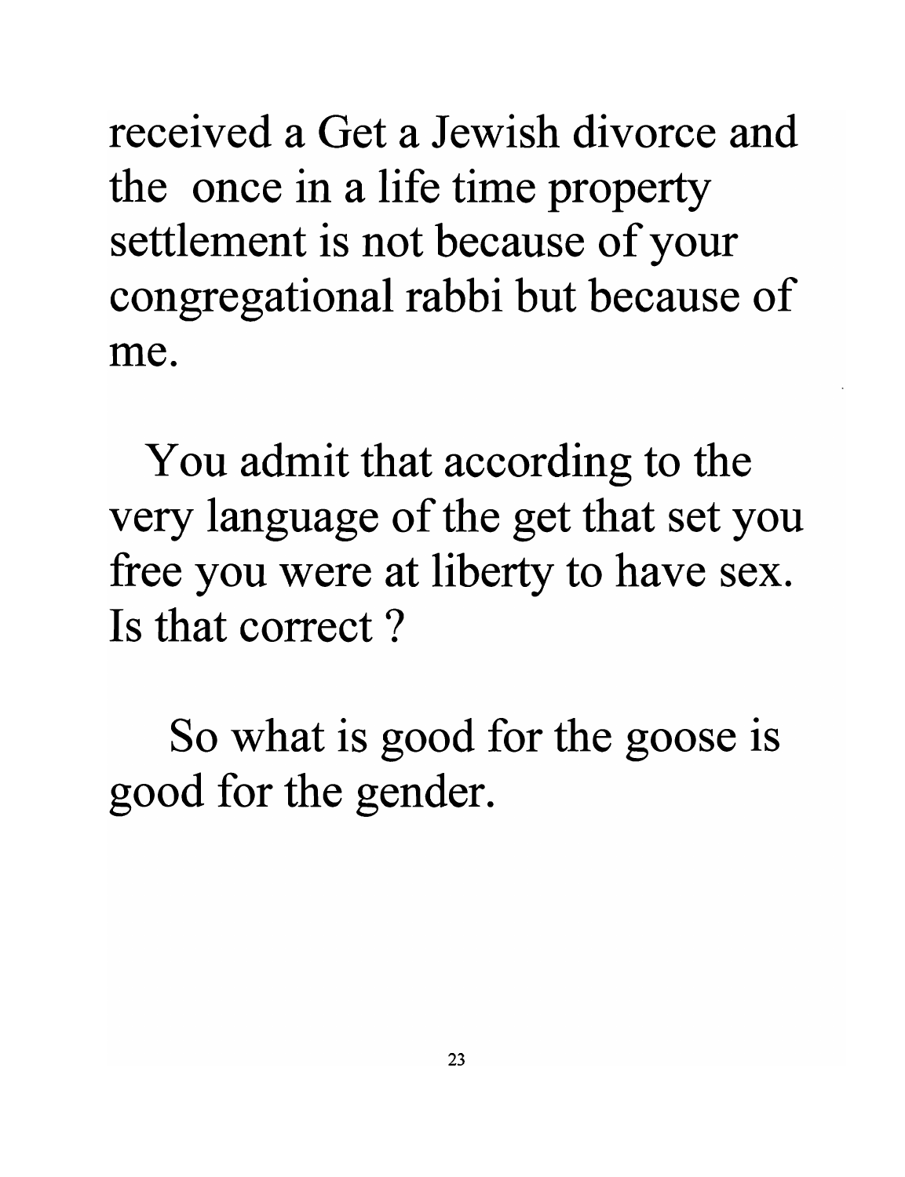received a Get a Jewish divorce and the once in a life time property settlement is not because of your congregational rabbi but because of me.

You admit that according to the very language of the get that set you free you were at liberty to have sex. Is that correct ?

So what is good for the goose is good for the gender.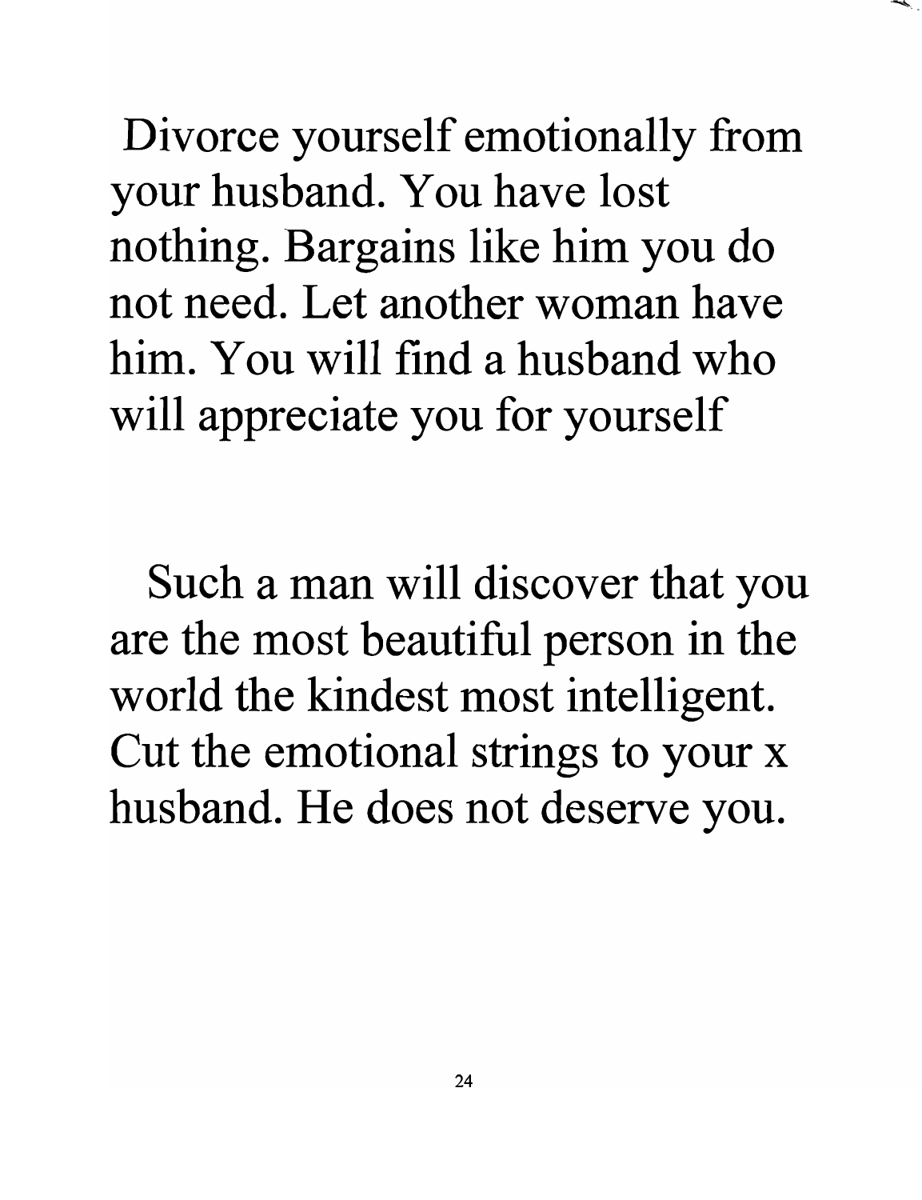Divorce yourself emotionally from your husband. You have lost nothing. Bargains like him you do not need. Let another woman have him. You will find a husband who will appreciate you for yourself

Such a man will discover that you are the most beautiful person in the world the kindest most intelligent. Cut the emotional strings to your x husband. He does not deserve you.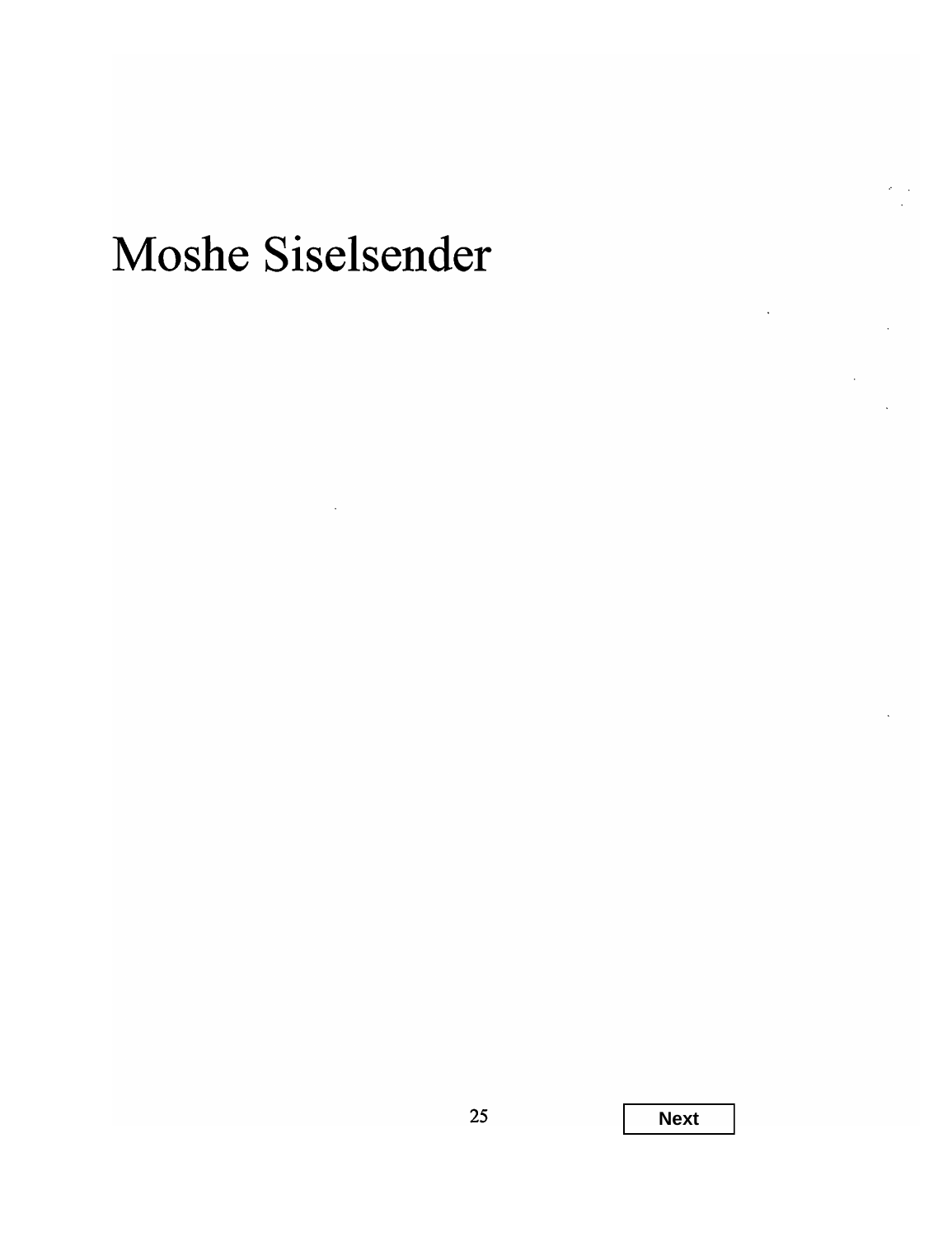# Moshe Siselsender

Next